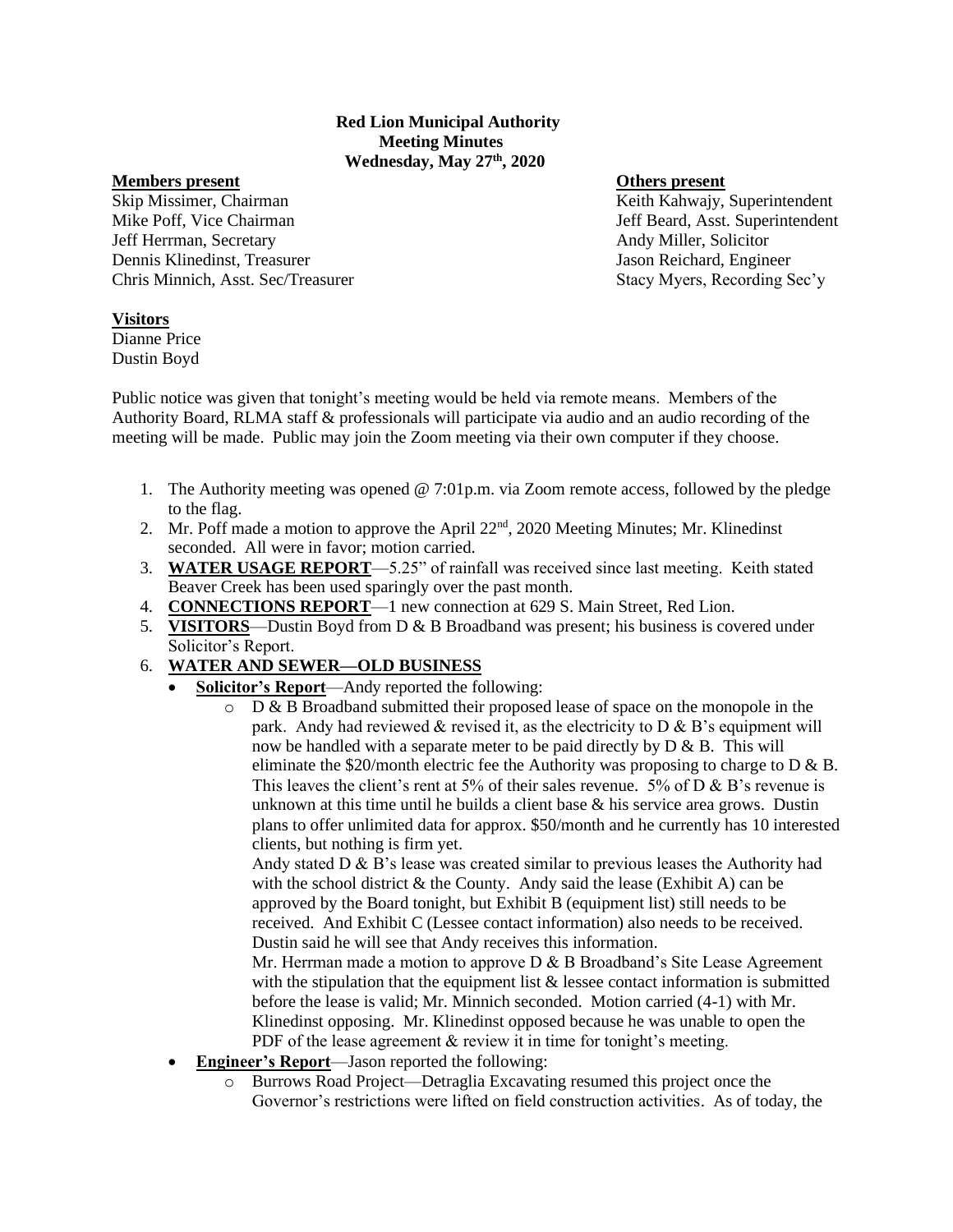**Red Lion Municipal Authority**
**Meeting Minutes**
**Wednesday, May 27th, 2020**

**Members present**
Skip Missimer, Chairman
Mike Poff, Vice Chairman
Jeff Herrman, Secretary
Dennis Klinedinst, Treasurer
Chris Minnich, Asst. Sec/Treasurer

**Others present**
Keith Kahwajy, Superintendent
Jeff Beard, Asst. Superintendent
Andy Miller, Solicitor
Jason Reichard, Engineer
Stacy Myers, Recording Sec'y

**Visitors**
Dianne Price
Dustin Boyd

Public notice was given that tonight's meeting would be held via remote means. Members of the Authority Board, RLMA staff & professionals will participate via audio and an audio recording of the meeting will be made. Public may join the Zoom meeting via their own computer if they choose.

1. The Authority meeting was opened @ 7:01p.m. via Zoom remote access, followed by the pledge to the flag.
2. Mr. Poff made a motion to approve the April 22nd, 2020 Meeting Minutes; Mr. Klinedinst seconded. All were in favor; motion carried.
3. **WATER USAGE REPORT**—5.25" of rainfall was received since last meeting. Keith stated Beaver Creek has been used sparingly over the past month.
4. **CONNECTIONS REPORT**—1 new connection at 629 S. Main Street, Red Lion.
5. **VISITORS**—Dustin Boyd from D & B Broadband was present; his business is covered under Solicitor's Report.
6. **WATER AND SEWER—OLD BUSINESS**
   - **Solicitor's Report**—Andy reported the following:
     - D & B Broadband submitted their proposed lease of space on the monopole in the park. Andy had reviewed & revised it, as the electricity to D & B's equipment will now be handled with a separate meter to be paid directly by D & B. This will eliminate the $20/month electric fee the Authority was proposing to charge to D & B. This leaves the client's rent at 5% of their sales revenue. 5% of D & B's revenue is unknown at this time until he builds a client base & his service area grows. Dustin plans to offer unlimited data for approx. $50/month and he currently has 10 interested clients, but nothing is firm yet.

       Andy stated D & B's lease was created similar to previous leases the Authority had with the school district & the County. Andy said the lease (Exhibit A) can be approved by the Board tonight, but Exhibit B (equipment list) still needs to be received. And Exhibit C (Lessee contact information) also needs to be received. Dustin said he will see that Andy receives this information.

       Mr. Herrman made a motion to approve D & B Broadband's Site Lease Agreement with the stipulation that the equipment list & lessee contact information is submitted before the lease is valid; Mr. Minnich seconded. Motion carried (4-1) with Mr. Klinedinst opposing. Mr. Klinedinst opposed because he was unable to open the PDF of the lease agreement & review it in time for tonight's meeting.
   - **Engineer's Report**—Jason reported the following:
     - Burrows Road Project—Detraglia Excavating resumed this project once the Governor's restrictions were lifted on field construction activities. As of today, the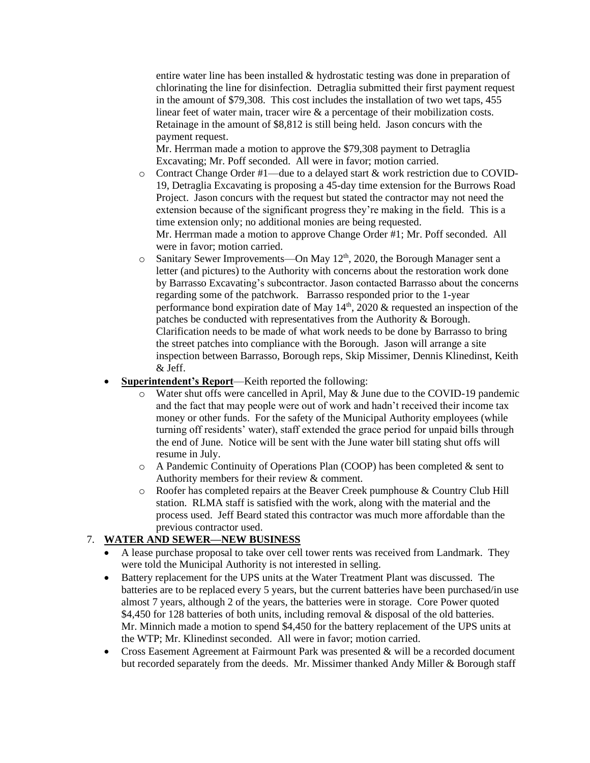entire water line has been installed & hydrostatic testing was done in preparation of chlorinating the line for disinfection. Detraglia submitted their first payment request in the amount of $79,308. This cost includes the installation of two wet taps, 455 linear feet of water main, tracer wire & a percentage of their mobilization costs. Retainage in the amount of $8,812 is still being held. Jason concurs with the payment request.
    Mr. Herrman made a motion to approve the $79,308 payment to Detraglia Excavating; Mr. Poff seconded. All were in favor; motion carried.
  - Contract Change Order #1—due to a delayed start & work restriction due to COVID-19, Detraglia Excavating is proposing a 45-day time extension for the Burrows Road Project. Jason concurs with the request but stated the contractor may not need the extension because of the significant progress they're making in the field. This is a time extension only; no additional monies are being requested.
    Mr. Herrman made a motion to approve Change Order #1; Mr. Poff seconded. All were in favor; motion carried.
  - Sanitary Sewer Improvements—On May 12th, 2020, the Borough Manager sent a letter (and pictures) to the Authority with concerns about the restoration work done by Barrasso Excavating's subcontractor. Jason contacted Barrasso about the concerns regarding some of the patchwork. Barrasso responded prior to the 1-year performance bond expiration date of May 14th, 2020 & requested an inspection of the patches be conducted with representatives from the Authority & Borough. Clarification needs to be made of what work needs to be done by Barrasso to bring the street patches into compliance with the Borough. Jason will arrange a site inspection between Barrasso, Borough reps, Skip Missimer, Dennis Klinedinst, Keith & Jeff.
- **Superintendent's Report**—Keith reported the following:
  - Water shut offs were cancelled in April, May & June due to the COVID-19 pandemic and the fact that may people were out of work and hadn't received their income tax money or other funds. For the safety of the Municipal Authority employees (while turning off residents' water), staff extended the grace period for unpaid bills through the end of June. Notice will be sent with the June water bill stating shut offs will resume in July.
  - A Pandemic Continuity of Operations Plan (COOP) has been completed & sent to Authority members for their review & comment.
  - Roofer has completed repairs at the Beaver Creek pumphouse & Country Club Hill station. RLMA staff is satisfied with the work, along with the material and the process used. Jeff Beard stated this contractor was much more affordable than the previous contractor used.

7. **WATER AND SEWER—NEW BUSINESS**
   - A lease purchase proposal to take over cell tower rents was received from Landmark. They were told the Municipal Authority is not interested in selling.
   - Battery replacement for the UPS units at the Water Treatment Plant was discussed. The batteries are to be replaced every 5 years, but the current batteries have been purchased/in use almost 7 years, although 2 of the years, the batteries were in storage. Core Power quoted $4,450 for 128 batteries of both units, including removal & disposal of the old batteries.
     Mr. Minnich made a motion to spend $4,450 for the battery replacement of the UPS units at the WTP; Mr. Klinedinst seconded. All were in favor; motion carried.
   - Cross Easement Agreement at Fairmount Park was presented & will be a recorded document but recorded separately from the deeds. Mr. Missimer thanked Andy Miller & Borough staff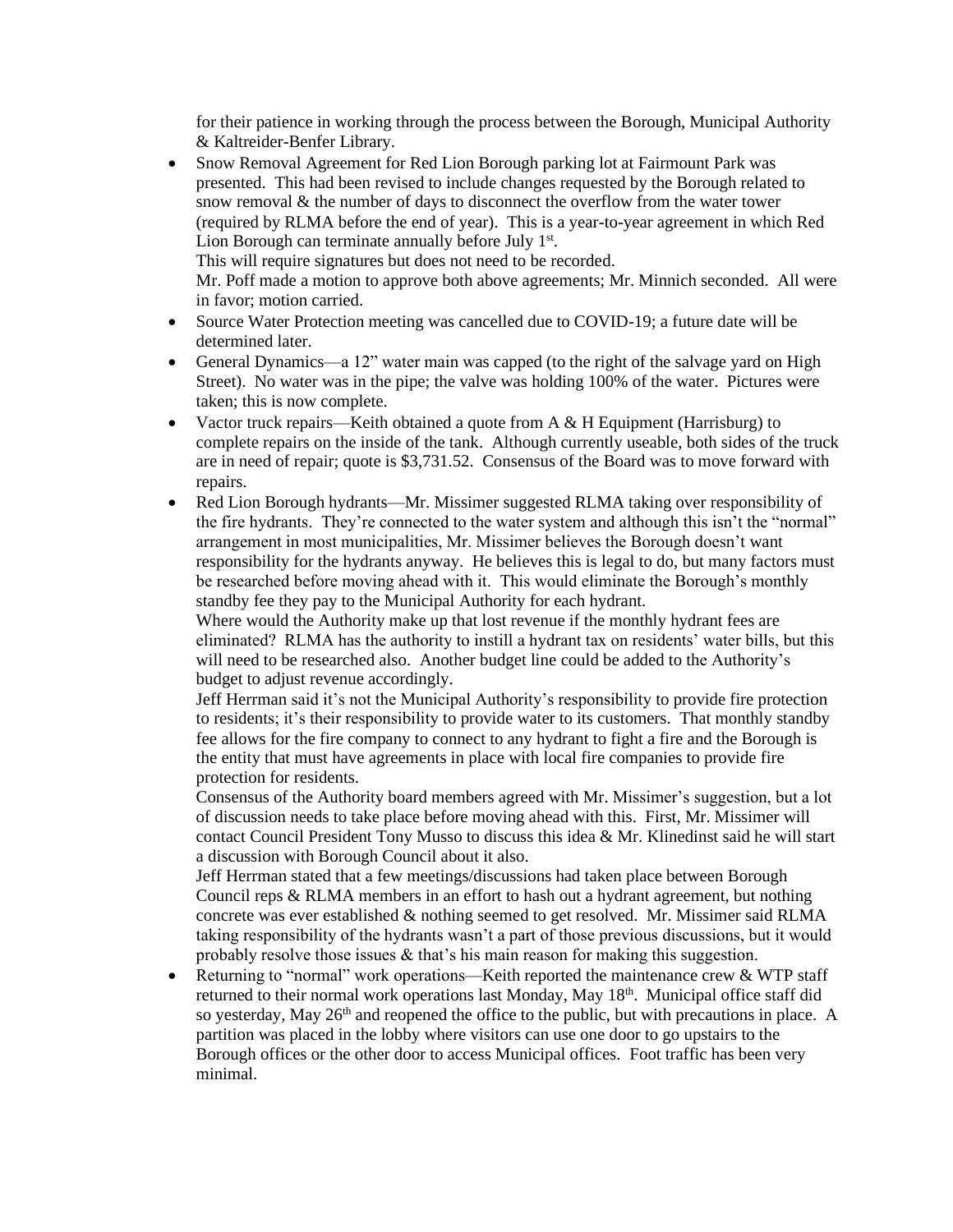for their patience in working through the process between the Borough, Municipal Authority & Kaltreider-Benfer Library.

- Snow Removal Agreement for Red Lion Borough parking lot at Fairmount Park was presented. This had been revised to include changes requested by the Borough related to snow removal & the number of days to disconnect the overflow from the water tower (required by RLMA before the end of year). This is a year-to-year agreement in which Red Lion Borough can terminate annually before July 1st.
  This will require signatures but does not need to be recorded.
  Mr. Poff made a motion to approve both above agreements; Mr. Minnich seconded. All were in favor; motion carried.
- Source Water Protection meeting was cancelled due to COVID-19; a future date will be determined later.
- General Dynamics—a 12" water main was capped (to the right of the salvage yard on High Street). No water was in the pipe; the valve was holding 100% of the water. Pictures were taken; this is now complete.
- Vactor truck repairs—Keith obtained a quote from A & H Equipment (Harrisburg) to complete repairs on the inside of the tank. Although currently useable, both sides of the truck are in need of repair; quote is $3,731.52. Consensus of the Board was to move forward with repairs.
- Red Lion Borough hydrants—Mr. Missimer suggested RLMA taking over responsibility of the fire hydrants. They're connected to the water system and although this isn't the "normal" arrangement in most municipalities, Mr. Missimer believes the Borough doesn't want responsibility for the hydrants anyway. He believes this is legal to do, but many factors must be researched before moving ahead with it. This would eliminate the Borough's monthly standby fee they pay to the Municipal Authority for each hydrant.
  Where would the Authority make up that lost revenue if the monthly hydrant fees are eliminated? RLMA has the authority to instill a hydrant tax on residents' water bills, but this will need to be researched also. Another budget line could be added to the Authority's budget to adjust revenue accordingly.
  Jeff Herrman said it's not the Municipal Authority's responsibility to provide fire protection to residents; it's their responsibility to provide water to its customers. That monthly standby fee allows for the fire company to connect to any hydrant to fight a fire and the Borough is the entity that must have agreements in place with local fire companies to provide fire protection for residents.
  Consensus of the Authority board members agreed with Mr. Missimer's suggestion, but a lot of discussion needs to take place before moving ahead with this. First, Mr. Missimer will contact Council President Tony Musso to discuss this idea & Mr. Klinedinst said he will start a discussion with Borough Council about it also.
  Jeff Herrman stated that a few meetings/discussions had taken place between Borough Council reps & RLMA members in an effort to hash out a hydrant agreement, but nothing concrete was ever established & nothing seemed to get resolved. Mr. Missimer said RLMA taking responsibility of the hydrants wasn't a part of those previous discussions, but it would probably resolve those issues & that's his main reason for making this suggestion.
- Returning to "normal" work operations—Keith reported the maintenance crew & WTP staff returned to their normal work operations last Monday, May 18th. Municipal office staff did so yesterday, May 26th and reopened the office to the public, but with precautions in place. A partition was placed in the lobby where visitors can use one door to go upstairs to the Borough offices or the other door to access Municipal offices. Foot traffic has been very minimal.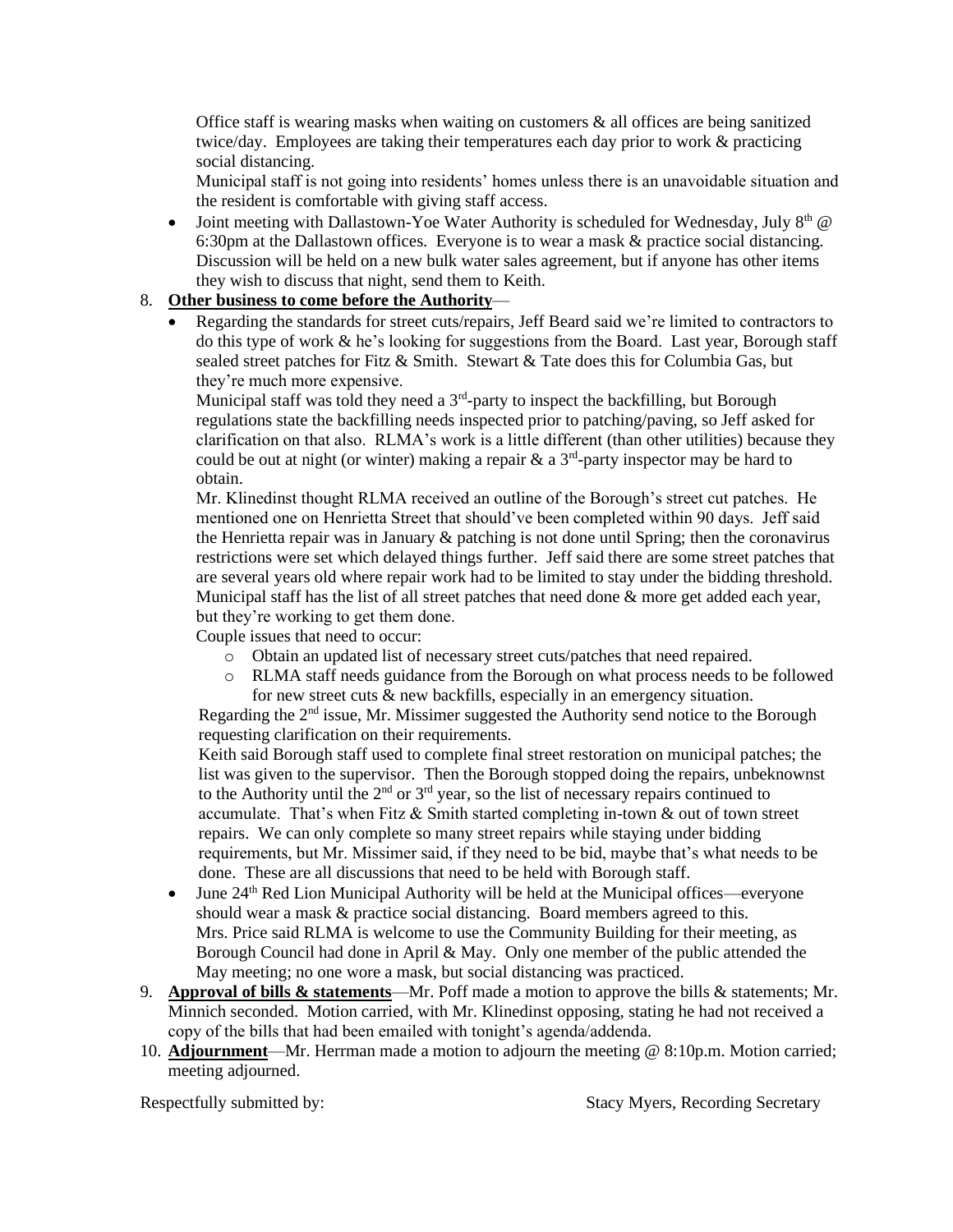Office staff is wearing masks when waiting on customers & all offices are being sanitized twice/day. Employees are taking their temperatures each day prior to work & practicing social distancing.

Municipal staff is not going into residents' homes unless there is an unavoidable situation and the resident is comfortable with giving staff access.

- Joint meeting with Dallastown-Yoe Water Authority is scheduled for Wednesday, July 8th @ 6:30pm at the Dallastown offices. Everyone is to wear a mask & practice social distancing. Discussion will be held on a new bulk water sales agreement, but if anyone has other items they wish to discuss that night, send them to Keith.

8. **Other business to come before the Authority**—
   - Regarding the standards for street cuts/repairs, Jeff Beard said we're limited to contractors to do this type of work & he's looking for suggestions from the Board. Last year, Borough staff sealed street patches for Fitz & Smith. Stewart & Tate does this for Columbia Gas, but they're much more expensive.

     Municipal staff was told they need a 3rd-party to inspect the backfilling, but Borough regulations state the backfilling needs inspected prior to patching/paving, so Jeff asked for clarification on that also. RLMA's work is a little different (than other utilities) because they could be out at night (or winter) making a repair & a 3rd-party inspector may be hard to obtain.

     Mr. Klinedinst thought RLMA received an outline of the Borough's street cut patches. He mentioned one on Henrietta Street that should've been completed within 90 days. Jeff said the Henrietta repair was in January & patching is not done until Spring; then the coronavirus restrictions were set which delayed things further. Jeff said there are some street patches that are several years old where repair work had to be limited to stay under the bidding threshold. Municipal staff has the list of all street patches that need done & more get added each year, but they're working to get them done.

     Couple issues that need to occur:
     - Obtain an updated list of necessary street cuts/patches that need repaired.
     - RLMA staff needs guidance from the Borough on what process needs to be followed for new street cuts & new backfills, especially in an emergency situation.

     Regarding the 2nd issue, Mr. Missimer suggested the Authority send notice to the Borough requesting clarification on their requirements.

     Keith said Borough staff used to complete final street restoration on municipal patches; the list was given to the supervisor. Then the Borough stopped doing the repairs, unbeknownst to the Authority until the 2nd or 3rd year, so the list of necessary repairs continued to accumulate. That's when Fitz & Smith started completing in-town & out of town street repairs. We can only complete so many street repairs while staying under bidding requirements, but Mr. Missimer said, if they need to be bid, maybe that's what needs to be done. These are all discussions that need to be held with Borough staff.
   - June 24th Red Lion Municipal Authority will be held at the Municipal offices—everyone should wear a mask & practice social distancing. Board members agreed to this.

     Mrs. Price said RLMA is welcome to use the Community Building for their meeting, as Borough Council had done in April & May. Only one member of the public attended the May meeting; no one wore a mask, but social distancing was practiced.
9. **Approval of bills & statements**—Mr. Poff made a motion to approve the bills & statements; Mr. Minnich seconded. Motion carried, with Mr. Klinedinst opposing, stating he had not received a copy of the bills that had been emailed with tonight's agenda/addenda.
10. **Adjournment**—Mr. Herrman made a motion to adjourn the meeting @ 8:10p.m. Motion carried; meeting adjourned.

Respectfully submitted by: Stacy Myers, Recording Secretary